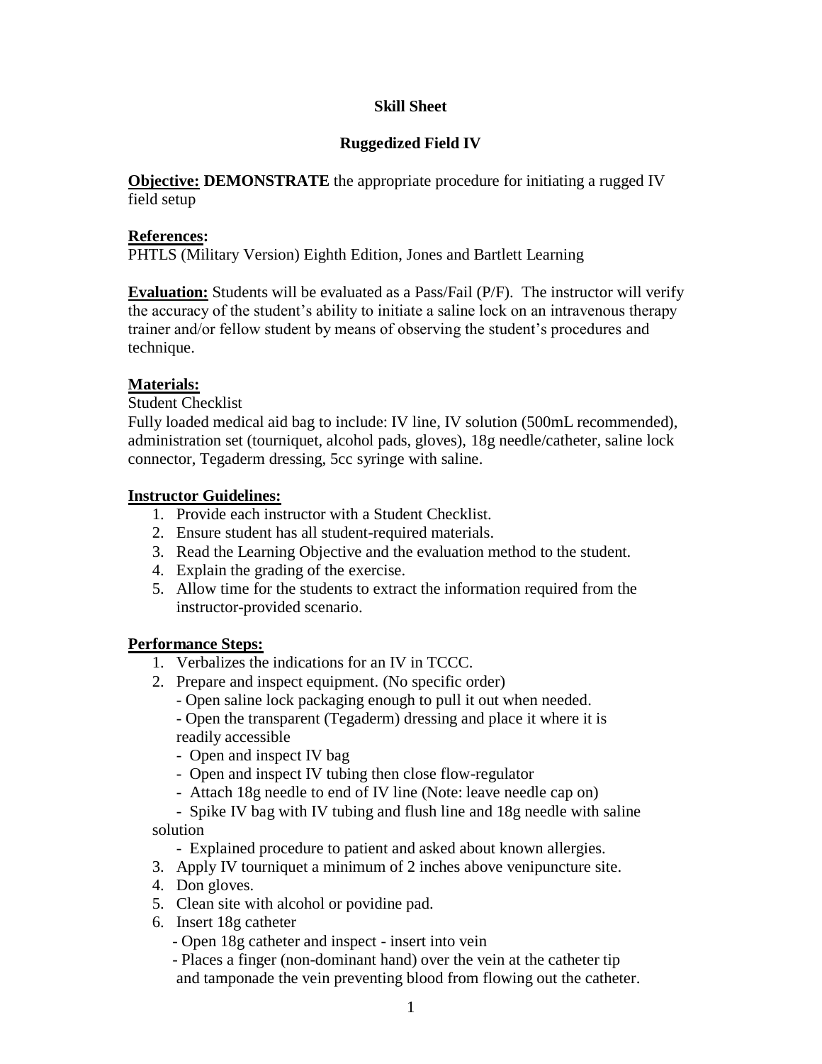**Skill Sheet**

**Ruggedized Field IV**

**Objective:** **DEMONSTRATE** the appropriate procedure for initiating a rugged IV field setup

**References:**
PHTLS (Military Version) Eighth Edition, Jones and Bartlett Learning

**Evaluation:** Students will be evaluated as a Pass/Fail (P/F). The instructor will verify the accuracy of the student's ability to initiate a saline lock on an intravenous therapy trainer and/or fellow student by means of observing the student's procedures and technique.

**Materials:**
Student Checklist
Fully loaded medical aid bag to include: IV line, IV solution (500mL recommended), administration set (tourniquet, alcohol pads, gloves), 18g needle/catheter, saline lock connector, Tegaderm dressing, 5cc syringe with saline.

**Instructor Guidelines:**

1. Provide each instructor with a Student Checklist.
2. Ensure student has all student-required materials.
3. Read the Learning Objective and the evaluation method to the student.
4. Explain the grading of the exercise.
5. Allow time for the students to extract the information required from the instructor-provided scenario.

**Performance Steps:**

1. Verbalizes the indications for an IV in TCCC.
2. Prepare and inspect equipment. (No specific order)
   - Open saline lock packaging enough to pull it out when needed.
   - Open the transparent (Tegaderm) dressing and place it where it is readily accessible
   - Open and inspect IV bag
   - Open and inspect IV tubing then close flow-regulator
   - Attach 18g needle to end of IV line (Note: leave needle cap on)
   - Spike IV bag with IV tubing and flush line and 18g needle with saline solution
   - Explained procedure to patient and asked about known allergies.
3. Apply IV tourniquet a minimum of 2 inches above venipuncture site.
4. Don gloves.
5. Clean site with alcohol or povidine pad.
6. Insert 18g catheter
   - Open 18g catheter and inspect - insert into vein
   - Places a finger (non-dominant hand) over the vein at the catheter tip and tamponade the vein preventing blood from flowing out the catheter.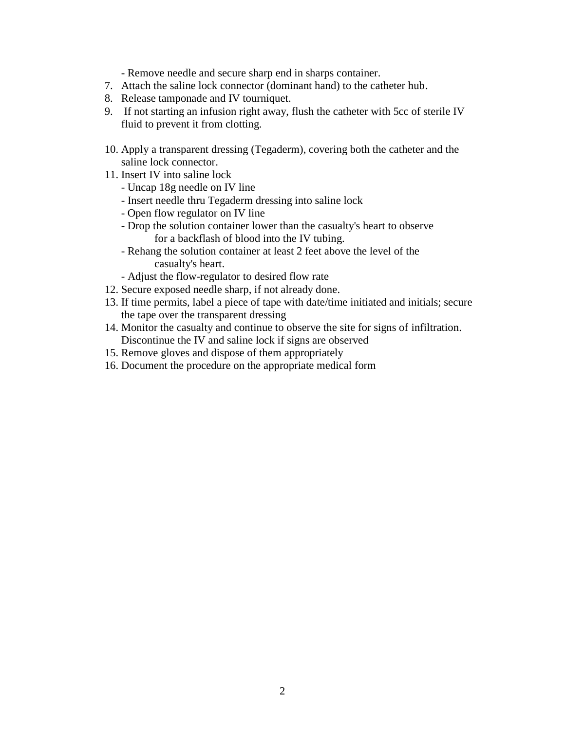- Remove needle and secure sharp end in sharps container.

7. Attach the saline lock connector (dominant hand) to the catheter hub.
8. Release tamponade and IV tourniquet.
9. If not starting an infusion right away, flush the catheter with 5cc of sterile IV fluid to prevent it from clotting.
10. Apply a transparent dressing (Tegaderm), covering both the catheter and the saline lock connector.
11. Insert IV into saline lock
    - Uncap 18g needle on IV line
    - Insert needle thru Tegaderm dressing into saline lock
    - Open flow regulator on IV line
    - Drop the solution container lower than the casualty's heart to observe for a backflash of blood into the IV tubing.
    - Rehang the solution container at least 2 feet above the level of the casualty's heart.
    - Adjust the flow-regulator to desired flow rate
12. Secure exposed needle sharp, if not already done.
13. If time permits, label a piece of tape with date/time initiated and initials; secure the tape over the transparent dressing
14. Monitor the casualty and continue to observe the site for signs of infiltration. Discontinue the IV and saline lock if signs are observed
15. Remove gloves and dispose of them appropriately
16. Document the procedure on the appropriate medical form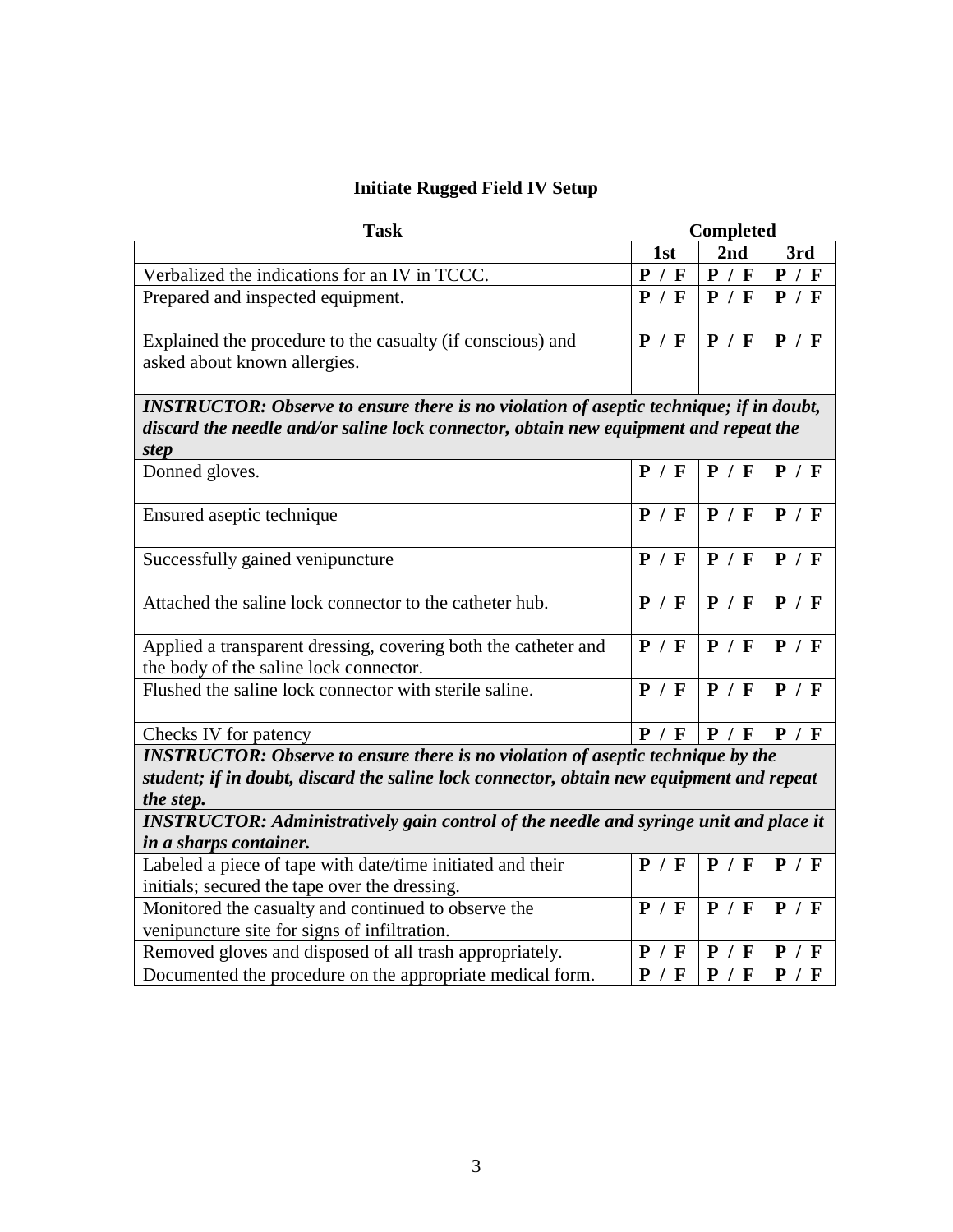# Initiate Rugged Field IV Setup

| Task | Completed | | |
|---|---|---|---|
| | 1st | 2nd | 3rd |
| Verbalized the indications for an IV in TCCC. | **P / F** | **P / F** | **P / F** |
| Prepared and inspected equipment. | **P / F** | **P / F** | **P / F** |
| Explained the procedure to the casualty (if conscious) and asked about known allergies. | **P / F** | **P / F** | **P / F** |
| ***INSTRUCTOR: Observe to ensure there is no violation of aseptic technique; if in doubt, discard the needle and/or saline lock connector, obtain new equipment and repeat the step*** | | | |
| Donned gloves. | **P / F** | **P / F** | **P / F** |
| Ensured aseptic technique | **P / F** | **P / F** | **P / F** |
| Successfully gained venipuncture | **P / F** | **P / F** | **P / F** |
| Attached the saline lock connector to the catheter hub. | **P / F** | **P / F** | **P / F** |
| Applied a transparent dressing, covering both the catheter and the body of the saline lock connector. | **P / F** | **P / F** | **P / F** |
| Flushed the saline lock connector with sterile saline. | **P / F** | **P / F** | **P / F** |
| Checks IV for patency | **P / F** | **P / F** | **P / F** |
| ***INSTRUCTOR: Observe to ensure there is no violation of aseptic technique by the student; if in doubt, discard the saline lock connector, obtain new equipment and repeat the step.*** | | | |
| ***INSTRUCTOR: Administratively gain control of the needle and syringe unit and place it in a sharps container.*** | | | |
| Labeled a piece of tape with date/time initiated and their initials; secured the tape over the dressing. | **P / F** | **P / F** | **P / F** |
| Monitored the casualty and continued to observe the venipuncture site for signs of infiltration. | **P / F** | **P / F** | **P / F** |
| Removed gloves and disposed of all trash appropriately. | **P / F** | **P / F** | **P / F** |
| Documented the procedure on the appropriate medical form. | **P / F** | **P / F** | **P / F** |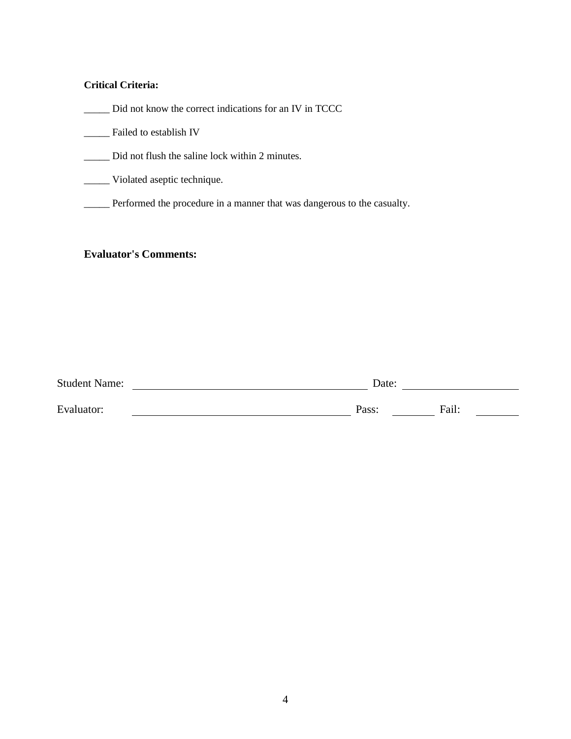**Critical Criteria:**

_____ Did not know the correct indications for an IV in TCCC

_____ Failed to establish IV

_____ Did not flush the saline lock within 2 minutes.

_____ Violated aseptic technique.

_____ Performed the procedure in a manner that was dangerous to the casualty.

**Evaluator's Comments:**

Student Name: ____________________________________________ Date: _____________________

Evaluator: _________________________________________ Pass: ________ Fail: ________